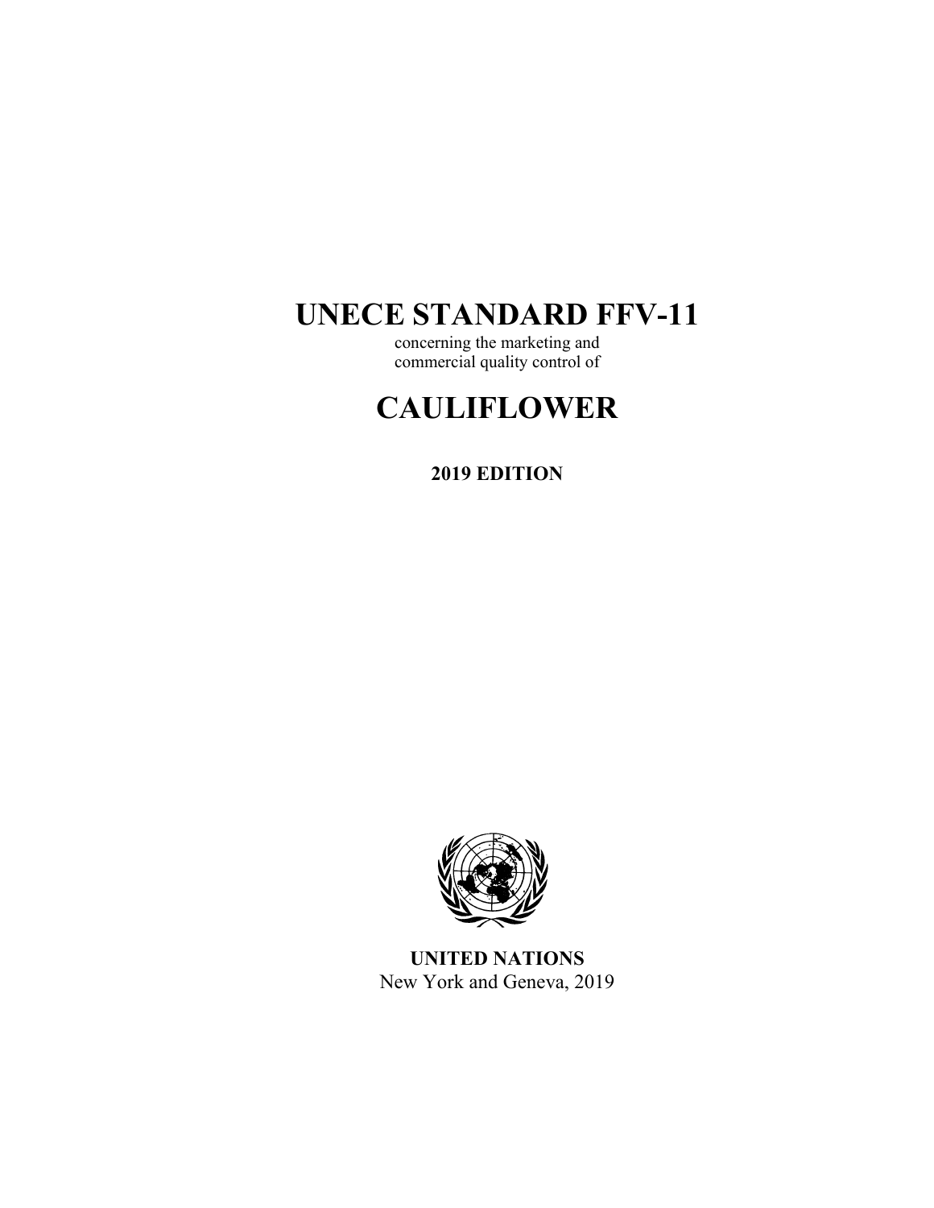# UNECE STANDARD FFV-11

concerning the marketing and
commercial quality control of

# CAULIFLOWER

**2019 EDITION**

**UNITED NATIONS**
New York and Geneva, 2019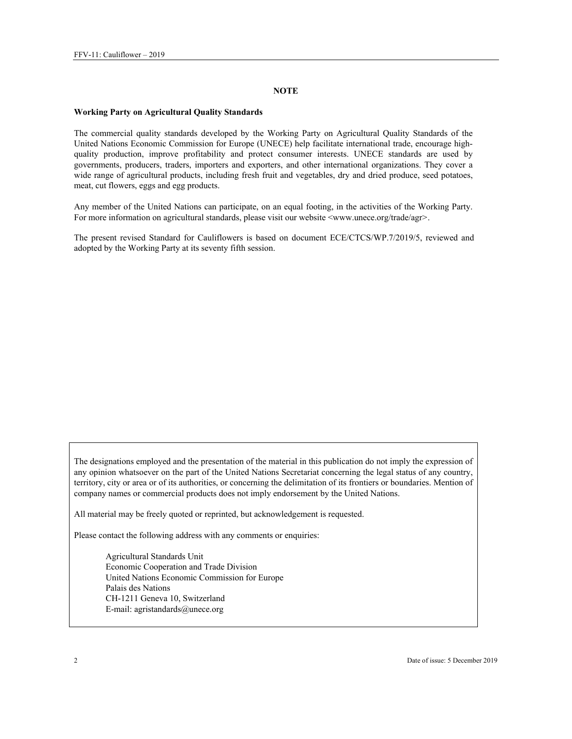## NOTE

**Working Party on Agricultural Quality Standards**

The commercial quality standards developed by the Working Party on Agricultural Quality Standards of the United Nations Economic Commission for Europe (UNECE) help facilitate international trade, encourage high-quality production, improve profitability and protect consumer interests. UNECE standards are used by governments, producers, traders, importers and exporters, and other international organizations. They cover a wide range of agricultural products, including fresh fruit and vegetables, dry and dried produce, seed potatoes, meat, cut flowers, eggs and egg products.

Any member of the United Nations can participate, on an equal footing, in the activities of the Working Party. For more information on agricultural standards, please visit our website <www.unece.org/trade/agr>.

The present revised Standard for Cauliflowers is based on document ECE/CTCS/WP.7/2019/5, reviewed and adopted by the Working Party at its seventy fifth session.

The designations employed and the presentation of the material in this publication do not imply the expression of any opinion whatsoever on the part of the United Nations Secretariat concerning the legal status of any country, territory, city or area or of its authorities, or concerning the delimitation of its frontiers or boundaries. Mention of company names or commercial products does not imply endorsement by the United Nations.

All material may be freely quoted or reprinted, but acknowledgement is requested.

Please contact the following address with any comments or enquiries:

Agricultural Standards Unit
Economic Cooperation and Trade Division
United Nations Economic Commission for Europe
Palais des Nations
CH-1211 Geneva 10, Switzerland
E-mail: agristandards@unece.org

Date of issue: 5 December 2019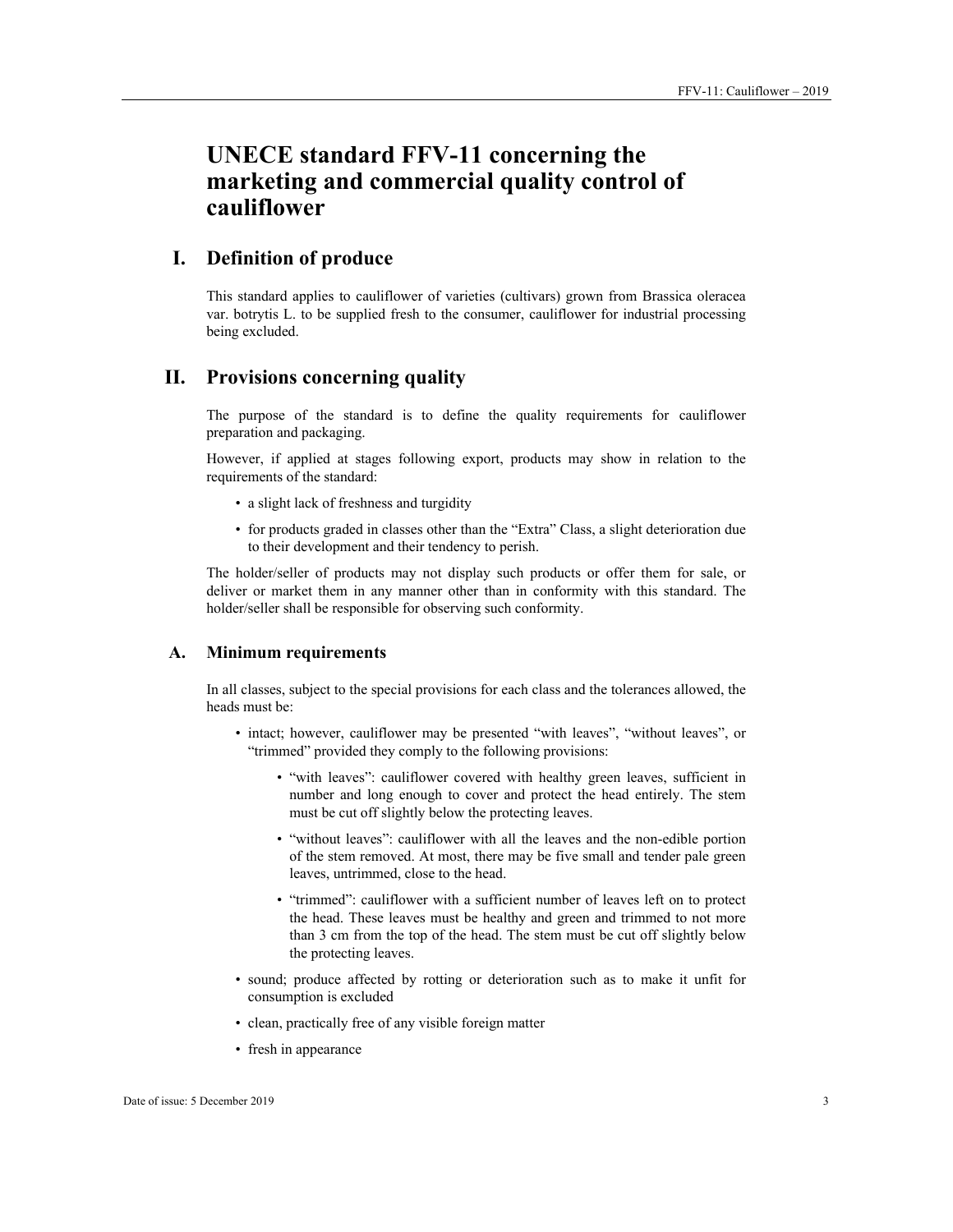# UNECE standard FFV-11 concerning the marketing and commercial quality control of cauliflower

## I. Definition of produce

This standard applies to cauliflower of varieties (cultivars) grown from Brassica oleracea var. botrytis L. to be supplied fresh to the consumer, cauliflower for industrial processing being excluded.

## II. Provisions concerning quality

The purpose of the standard is to define the quality requirements for cauliflower preparation and packaging.

However, if applied at stages following export, products may show in relation to the requirements of the standard:

- a slight lack of freshness and turgidity
- for products graded in classes other than the "Extra" Class, a slight deterioration due to their development and their tendency to perish.

The holder/seller of products may not display such products or offer them for sale, or deliver or market them in any manner other than in conformity with this standard. The holder/seller shall be responsible for observing such conformity.

### A. Minimum requirements

In all classes, subject to the special provisions for each class and the tolerances allowed, the heads must be:

- intact; however, cauliflower may be presented "with leaves", "without leaves", or "trimmed" provided they comply to the following provisions:
  - "with leaves": cauliflower covered with healthy green leaves, sufficient in number and long enough to cover and protect the head entirely. The stem must be cut off slightly below the protecting leaves.
  - "without leaves": cauliflower with all the leaves and the non-edible portion of the stem removed. At most, there may be five small and tender pale green leaves, untrimmed, close to the head.
  - "trimmed": cauliflower with a sufficient number of leaves left on to protect the head. These leaves must be healthy and green and trimmed to not more than 3 cm from the top of the head. The stem must be cut off slightly below the protecting leaves.
- sound; produce affected by rotting or deterioration such as to make it unfit for consumption is excluded
- clean, practically free of any visible foreign matter
- fresh in appearance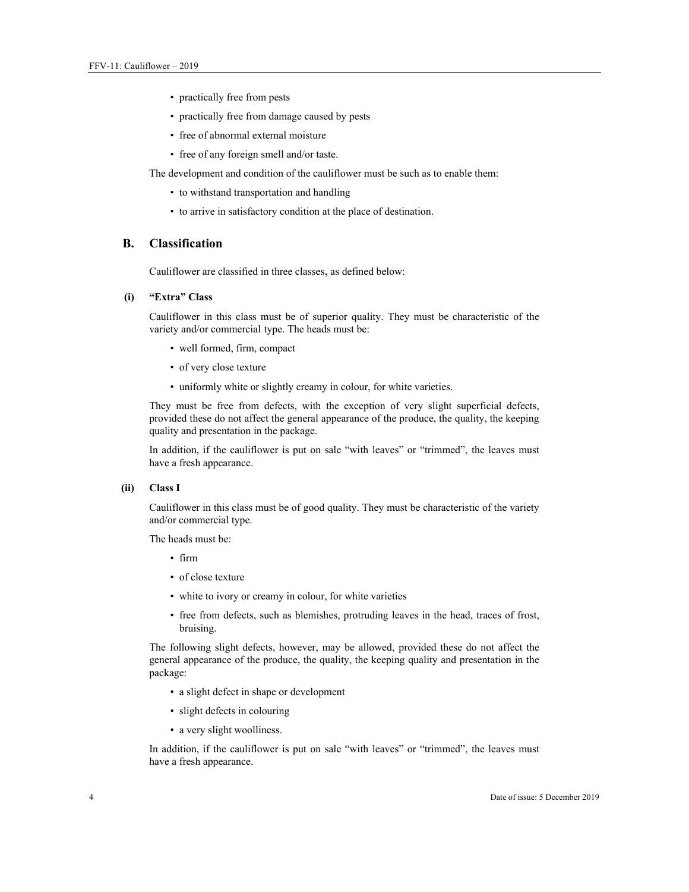- practically free from pests
- practically free from damage caused by pests
- free of abnormal external moisture
- free of any foreign smell and/or taste.

The development and condition of the cauliflower must be such as to enable them:

- to withstand transportation and handling
- to arrive in satisfactory condition at the place of destination.

## B. Classification

Cauliflower are classified in three classes, as defined below:

### (i) "Extra" Class

Cauliflower in this class must be of superior quality. They must be characteristic of the variety and/or commercial type. The heads must be:

- well formed, firm, compact
- of very close texture
- uniformly white or slightly creamy in colour, for white varieties.

They must be free from defects, with the exception of very slight superficial defects, provided these do not affect the general appearance of the produce, the quality, the keeping quality and presentation in the package.

In addition, if the cauliflower is put on sale "with leaves" or "trimmed", the leaves must have a fresh appearance.

### (ii) Class I

Cauliflower in this class must be of good quality. They must be characteristic of the variety and/or commercial type.

The heads must be:

- firm
- of close texture
- white to ivory or creamy in colour, for white varieties
- free from defects, such as blemishes, protruding leaves in the head, traces of frost, bruising.

The following slight defects, however, may be allowed, provided these do not affect the general appearance of the produce, the quality, the keeping quality and presentation in the package:

- a slight defect in shape or development
- slight defects in colouring
- a very slight woolliness.

In addition, if the cauliflower is put on sale "with leaves" or "trimmed", the leaves must have a fresh appearance.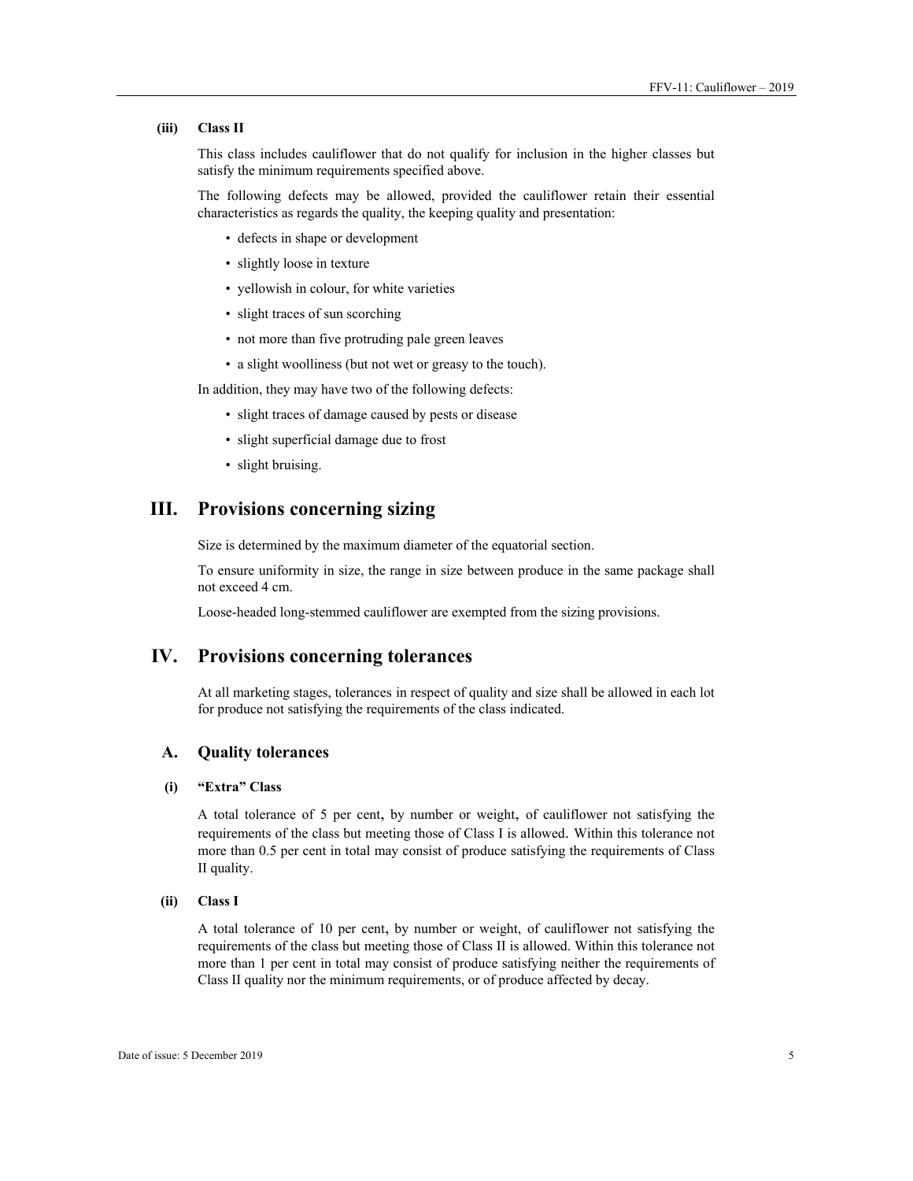### (iii) Class II

This class includes cauliflower that do not qualify for inclusion in the higher classes but satisfy the minimum requirements specified above.

The following defects may be allowed, provided the cauliflower retain their essential characteristics as regards the quality, the keeping quality and presentation:

- defects in shape or development
- slightly loose in texture
- yellowish in colour, for white varieties
- slight traces of sun scorching
- not more than five protruding pale green leaves
- a slight woolliness (but not wet or greasy to the touch).

In addition, they may have two of the following defects:

- slight traces of damage caused by pests or disease
- slight superficial damage due to frost
- slight bruising.

# III. Provisions concerning sizing

Size is determined by the maximum diameter of the equatorial section.

To ensure uniformity in size, the range in size between produce in the same package shall not exceed 4 cm.

Loose-headed long-stemmed cauliflower are exempted from the sizing provisions.

# IV. Provisions concerning tolerances

At all marketing stages, tolerances in respect of quality and size shall be allowed in each lot for produce not satisfying the requirements of the class indicated.

## A. Quality tolerances

### (i) "Extra" Class

A total tolerance of 5 per cent, by number or weight, of cauliflower not satisfying the requirements of the class but meeting those of Class I is allowed. Within this tolerance not more than 0.5 per cent in total may consist of produce satisfying the requirements of Class II quality.

### (ii) Class I

A total tolerance of 10 per cent, by number or weight, of cauliflower not satisfying the requirements of the class but meeting those of Class II is allowed. Within this tolerance not more than 1 per cent in total may consist of produce satisfying neither the requirements of Class II quality nor the minimum requirements, or of produce affected by decay.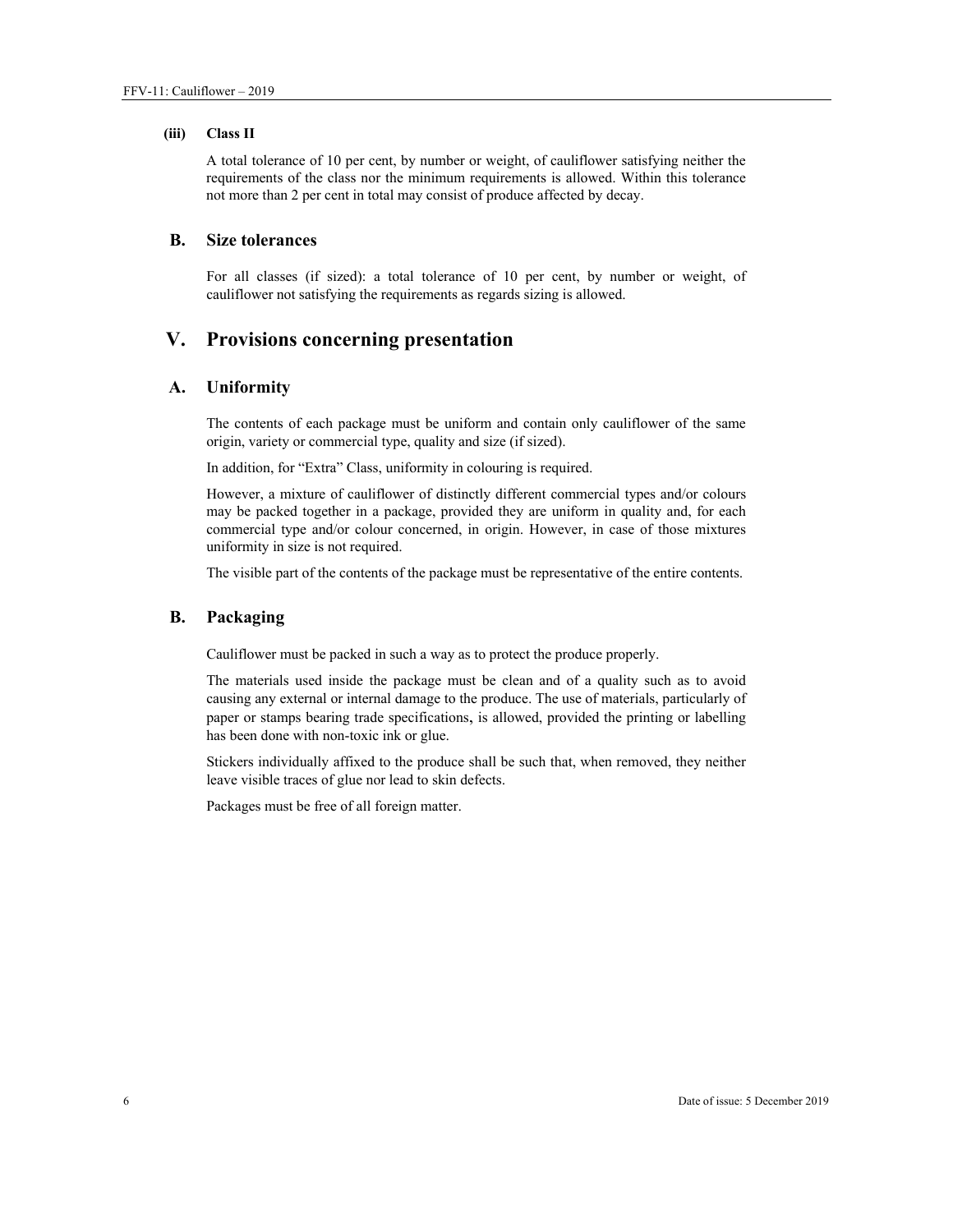#### (iii) Class II

A total tolerance of 10 per cent, by number or weight, of cauliflower satisfying neither the requirements of the class nor the minimum requirements is allowed. Within this tolerance not more than 2 per cent in total may consist of produce affected by decay.

### B. Size tolerances

For all classes (if sized): a total tolerance of 10 per cent, by number or weight, of cauliflower not satisfying the requirements as regards sizing is allowed.

## V. Provisions concerning presentation

### A. Uniformity

The contents of each package must be uniform and contain only cauliflower of the same origin, variety or commercial type, quality and size (if sized).

In addition, for "Extra" Class, uniformity in colouring is required.

However, a mixture of cauliflower of distinctly different commercial types and/or colours may be packed together in a package, provided they are uniform in quality and, for each commercial type and/or colour concerned, in origin. However, in case of those mixtures uniformity in size is not required.

The visible part of the contents of the package must be representative of the entire contents.

### B. Packaging

Cauliflower must be packed in such a way as to protect the produce properly.

The materials used inside the package must be clean and of a quality such as to avoid causing any external or internal damage to the produce. The use of materials, particularly of paper or stamps bearing trade specifications, is allowed, provided the printing or labelling has been done with non-toxic ink or glue.

Stickers individually affixed to the produce shall be such that, when removed, they neither leave visible traces of glue nor lead to skin defects.

Packages must be free of all foreign matter.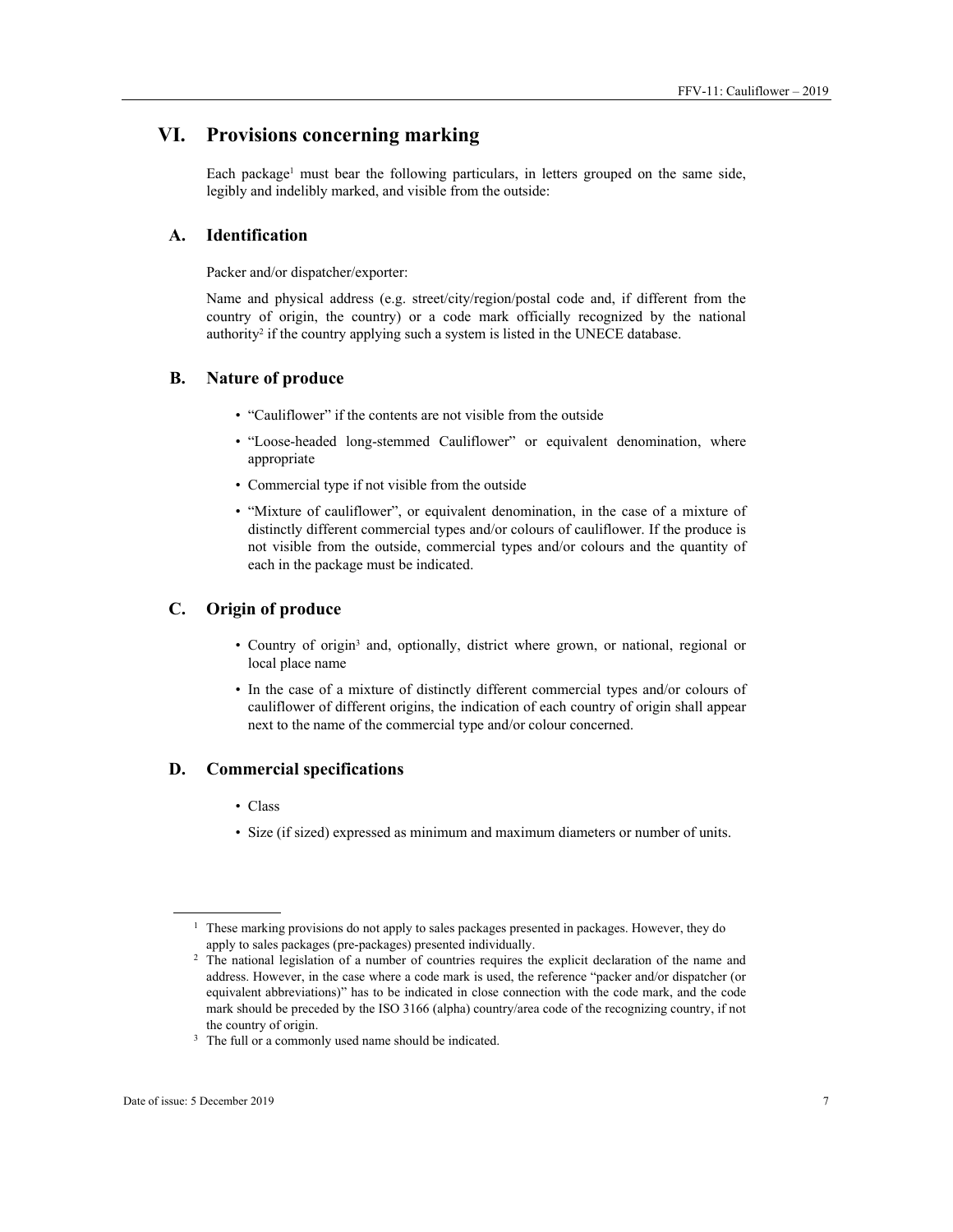# VI. Provisions concerning marking

Each package[1] must bear the following particulars, in letters grouped on the same side, legibly and indelibly marked, and visible from the outside:

## A. Identification

Packer and/or dispatcher/exporter:

Name and physical address (e.g. street/city/region/postal code and, if different from the country of origin, the country) or a code mark officially recognized by the national authority[2] if the country applying such a system is listed in the UNECE database.

## B. Nature of produce

- "Cauliflower" if the contents are not visible from the outside
- "Loose-headed long-stemmed Cauliflower" or equivalent denomination, where appropriate
- Commercial type if not visible from the outside
- "Mixture of cauliflower", or equivalent denomination, in the case of a mixture of distinctly different commercial types and/or colours of cauliflower. If the produce is not visible from the outside, commercial types and/or colours and the quantity of each in the package must be indicated.

## C. Origin of produce

- Country of origin[3] and, optionally, district where grown, or national, regional or local place name
- In the case of a mixture of distinctly different commercial types and/or colours of cauliflower of different origins, the indication of each country of origin shall appear next to the name of the commercial type and/or colour concerned.

## D. Commercial specifications

- Class
- Size (if sized) expressed as minimum and maximum diameters or number of units.

---

[1] These marking provisions do not apply to sales packages presented in packages. However, they do apply to sales packages (pre-packages) presented individually.

[2] The national legislation of a number of countries requires the explicit declaration of the name and address. However, in the case where a code mark is used, the reference "packer and/or dispatcher (or equivalent abbreviations)" has to be indicated in close connection with the code mark, and the code mark should be preceded by the ISO 3166 (alpha) country/area code of the recognizing country, if not the country of origin.

[3] The full or a commonly used name should be indicated.

Date of issue: 5 December 2019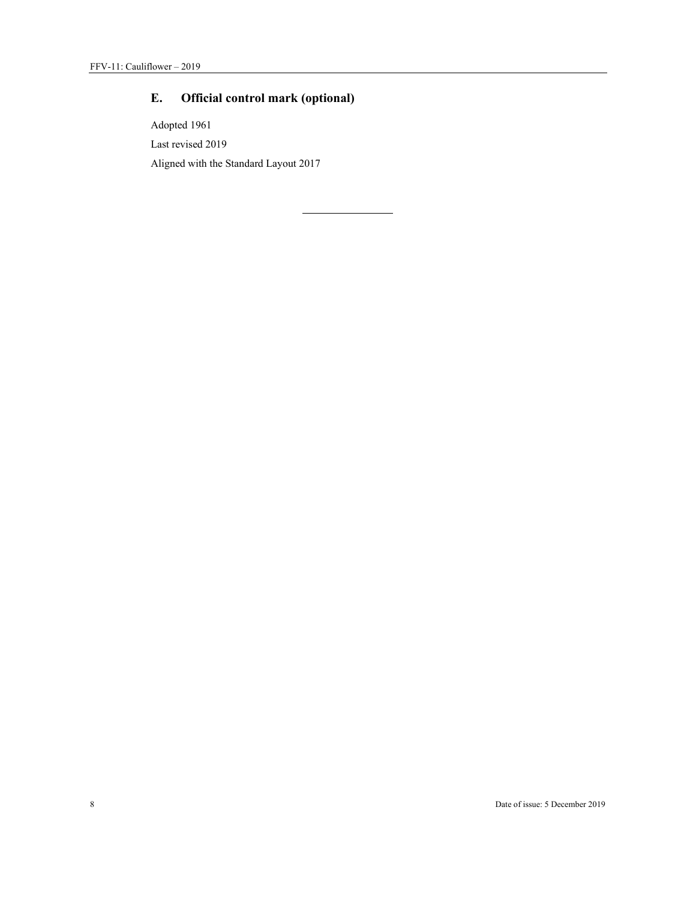## E. Official control mark (optional)

Adopted 1961

Last revised 2019

Aligned with the Standard Layout 2017